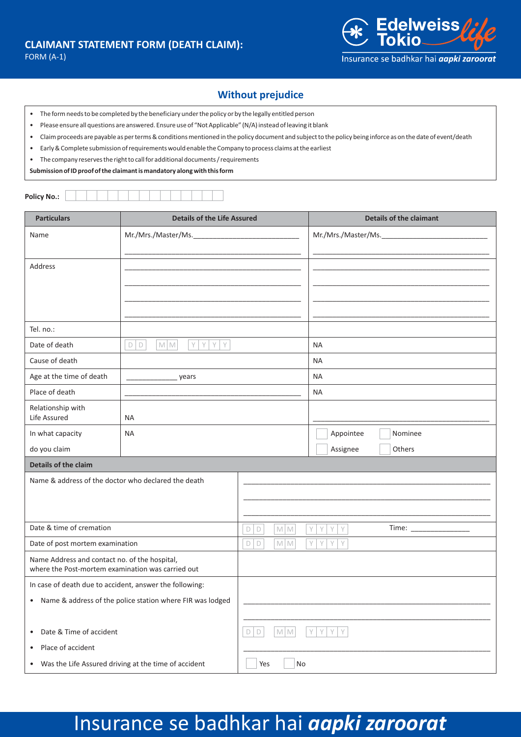# CLAIMANT STATEMENT FORM (DEATH CLAIM):

FORM (A-1)

## Without prejudice

- The form needs to be completed by the beneficiary under the policy or by the legally entitled person
- Please ensure all questions are answered. Ensure use of "Not Applicable" (N/A) instead of leaving it blank
- Claim proceeds are payable as per terms & conditions mentioned in the policy document and subject to the policy being inforce as on the date of event/death
- Early & Complete submission of requirements would enable the Company to process claims at the earliest
- The company reserves the right to call for additional documents / requirements

**Submission of ID proof of the claimant is mandatory along with this form**

**Policy No.:** ☐☐☐☐☐☐☐☐☐☐☐☐☐☐☐

| Particulars | Details of the Life Assured | Details of the claimant |
|---|---|---|
| Name | Mr./Mrs./Master/Ms.______________________ | Mr./Mrs./Master/Ms.______________________ |
| Address | ______________________ | ______________________ |
| Tel. no.: | | |
| Date of death | D D / M M / Y Y Y Y | NA |
| Cause of death | | NA |
| Age at the time of death | __________ years | NA |
| Place of death | ______________________ | NA |
| Relationship with Life Assured | NA | ______________________ |
| In what capacity do you claim | NA | ☐ Appointee ☐ Nominee ☐ Assignee ☐ Others |

| **Details of the claim** | |
|---|---|
| Name & address of the doctor who declared the death | ______________________ |
| Date & time of cremation | D D / M M / Y Y Y Y Time: __________ |
| Date of post mortem examination | D D / M M / Y Y Y Y |
| Name Address and contact no. of the hospital, where the Post-mortem examination was carried out | |
| In case of death due to accident, answer the following: | |
| • Name & address of the police station where FIR was lodged | ______________________ |
| • Date & Time of accident | D D / M M / Y Y Y Y |
| • Place of accident | ______________________ |
| • Was the Life Assured driving at the time of accident | ☐ Yes ☐ No |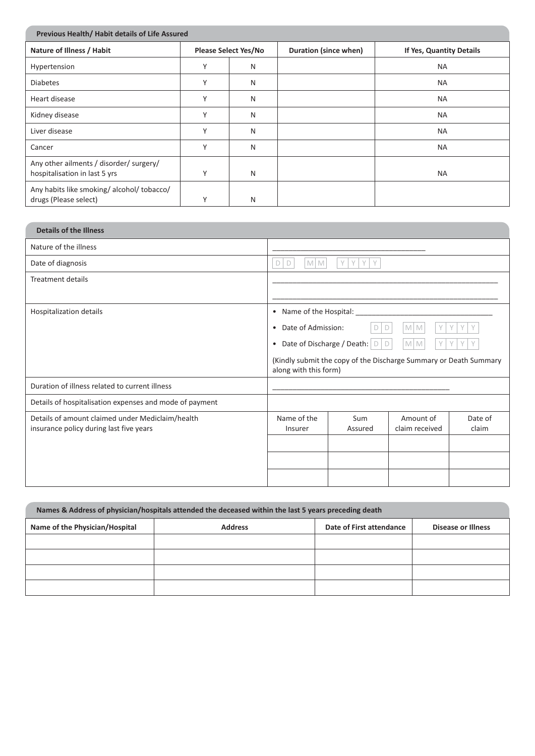## Previous Health/ Habit details of Life Assured

| Nature of Illness / Habit | Please Select Yes/No | | Duration (since when) | If Yes, Quantity Details |
|---|---|---|---|---|
| Hypertension | Y | N | | NA |
| Diabetes | Y | N | | NA |
| Heart disease | Y | N | | NA |
| Kidney disease | Y | N | | NA |
| Liver disease | Y | N | | NA |
| Cancer | Y | N | | NA |
| Any other ailments / disorder/ surgery/ hospitalisation in last 5 yrs | Y | N | | NA |
| Any habits like smoking/ alcohol/ tobacco/ drugs (Please select) | Y | N | | |

## Details of the Illness

| | | | | |
|---|---|---|---|---|
| Nature of the illness | ________________________________ | | | |
| Date of diagnosis | D D / M M / Y Y Y Y | | | |
| Treatment details | ________________________________<br>________________________________ | | | |
| Hospitalization details | • Name of the Hospital: ____________________<br>• Date of Admission: D D / M M / Y Y Y Y<br>• Date of Discharge / Death: D D / M M / Y Y Y Y<br>(Kindly submit the copy of the Discharge Summary or Death Summary along with this form) | | | |
| Duration of illness related to current illness | ________________________________ | | | |
| Details of hospitalisation expenses and mode of payment | | | | |
| Details of amount claimed under Mediclaim/health insurance policy during last five years | Name of the Insurer | Sum Assured | Amount of claim received | Date of claim |
| | | | | |
| | | | | |
| | | | | |

## Names & Address of physician/hospitals attended the deceased within the last 5 years preceding death

| Name of the Physician/Hospital | Address | Date of First attendance | Disease or Illness |
|---|---|---|---|
| | | | |
| | | | |
| | | | |
| | | | |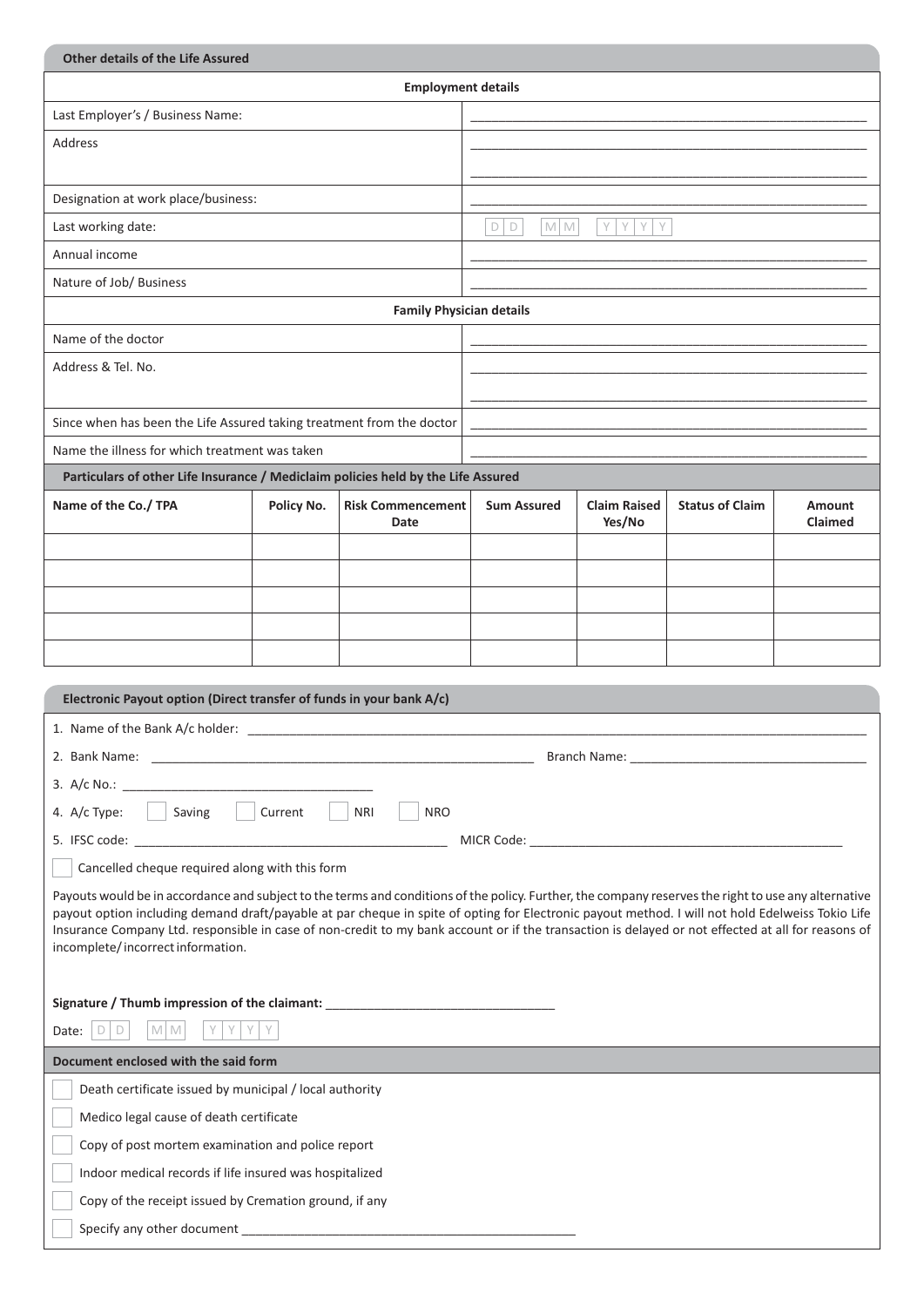## Other details of the Life Assured

| Employment details | |
|---|---|
| Last Employer's / Business Name: | ______________________ |
| Address | ______________________ |
| Designation at work place/business: | ______________________ |
| Last working date: | D D / M M / Y Y Y Y |
| Annual income | ______________________ |
| Nature of Job/ Business | ______________________ |

| Family Physician details | |
|---|---|
| Name of the doctor | ______________________ |
| Address & Tel. No. | ______________________ |
| Since when has been the Life Assured taking treatment from the doctor | ______________________ |
| Name the illness for which treatment was taken | ______________________ |

**Particulars of other Life Insurance / Mediclaim policies held by the Life Assured**

| Name of the Co./ TPA | Policy No. | Risk Commencement Date | Sum Assured | Claim Raised Yes/No | Status of Claim | Amount Claimed |
|---|---|---|---|---|---|---|
| | | | | | | |
| | | | | | | |
| | | | | | | |
| | | | | | | |
| | | | | | | |

## Electronic Payout option (Direct transfer of funds in your bank A/c)

1. Name of the Bank A/c holder: ______________________
2. Bank Name: ______________________ Branch Name: ______________________
3. A/c No.: ______________________
4. A/c Type: ☐ Saving ☐ Current ☐ NRI ☐ NRO
5. IFSC code: ______________________ MICR Code: ______________________

☐ Cancelled cheque required along with this form

Payouts would be in accordance and subject to the terms and conditions of the policy. Further, the company reserves the right to use any alternative payout option including demand draft/payable at par cheque in spite of opting for Electronic payout method. I will not hold Edelweiss Tokio Life Insurance Company Ltd. responsible in case of non-credit to my bank account or if the transaction is delayed or not effected at all for reasons of incomplete/ incorrect information.

**Signature / Thumb impression of the claimant:** ______________________

Date: D D / M M / Y Y Y Y

## Document enclosed with the said form

- ☐ Death certificate issued by municipal / local authority
- ☐ Medico legal cause of death certificate
- ☐ Copy of post mortem examination and police report
- ☐ Indoor medical records if life insured was hospitalized
- ☐ Copy of the receipt issued by Cremation ground, if any
- ☐ Specify any other document ______________________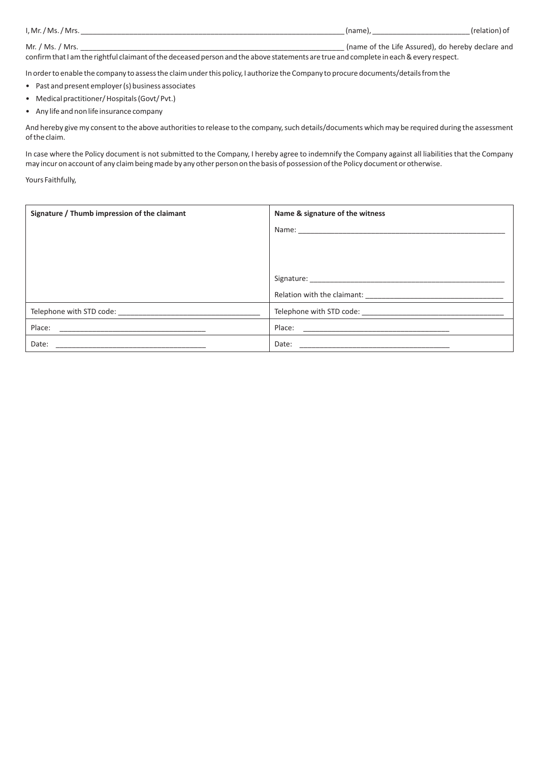I, Mr. / Ms. / Mrs. ____________________________________________________________________ (name), ________________________ (relation) of

Mr. / Ms. / Mrs. ____________________________________________________________________ (name of the Life Assured), do hereby declare and confirm that I am the rightful claimant of the deceased person and the above statements are true and complete in each & every respect.

In order to enable the company to assess the claim under this policy, I authorize the Company to procure documents/details from the

- Past and present employer (s) business associates
- Medical practitioner/ Hospitals (Govt/ Pvt.)
- Any life and non life insurance company

And hereby give my consent to the above authorities to release to the company, such details/documents which may be required during the assessment of the claim.

In case where the Policy document is not submitted to the Company, I hereby agree to indemnify the Company against all liabilities that the Company may incur on account of any claim being made by any other person on the basis of possession of the Policy document or otherwise.

Yours Faithfully,

| **Signature / Thumb impression of the claimant** | **Name & signature of the witness**<br>Name: ______________________<br><br>Signature: ______________________<br>Relation with the claimant: ______________________ |
|---|---|
| Telephone with STD code: ______________________ | Telephone with STD code: ______________________ |
| Place: ______________________ | Place: ______________________ |
| Date: ______________________ | Date: ______________________ |